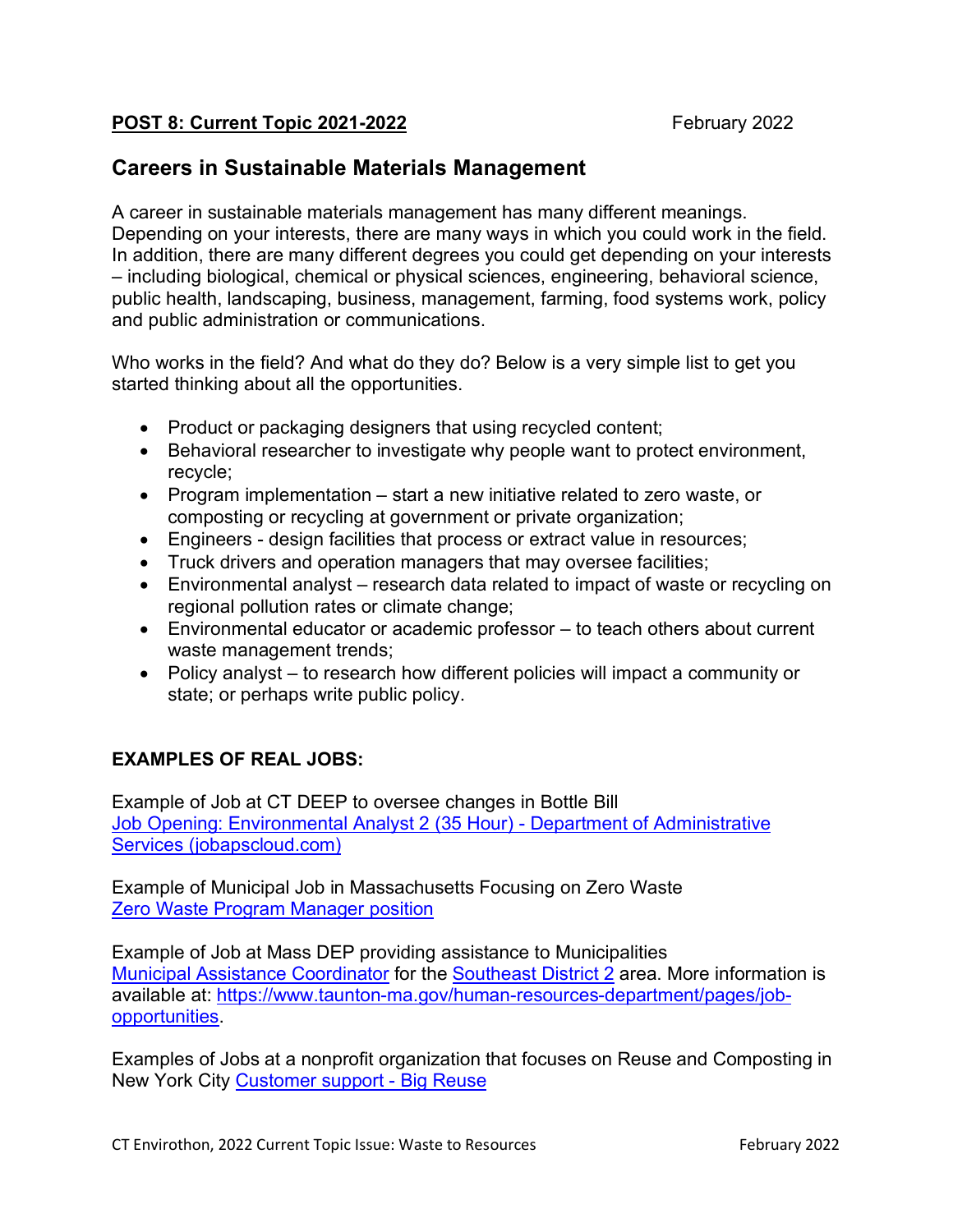**POST 8: Current Topic 2021-2022** February 2022

## Careers in Sustainable Materials Management

A career in sustainable materials management has many different meanings. Depending on your interests, there are many ways in which you could work in the field. In addition, there are many different degrees you could get depending on your interests – including biological, chemical or physical sciences, engineering, behavioral science, public health, landscaping, business, management, farming, food systems work, policy and public administration or communications.

Who works in the field? And what do they do? Below is a very simple list to get you started thinking about all the opportunities.

- Product or packaging designers that using recycled content;
- Behavioral researcher to investigate why people want to protect environment, recycle;
- Program implementation – start a new initiative related to zero waste, or composting or recycling at government or private organization;
- Engineers - design facilities that process or extract value in resources;
- Truck drivers and operation managers that may oversee facilities;
- Environmental analyst – research data related to impact of waste or recycling on regional pollution rates or climate change;
- Environmental educator or academic professor – to teach others about current waste management trends;
- Policy analyst – to research how different policies will impact a community or state; or perhaps write public policy.

**EXAMPLES OF REAL JOBS:**

Example of Job at CT DEEP to oversee changes in Bottle Bill
Job Opening: Environmental Analyst 2 (35 Hour) - Department of Administrative Services (jobapscloud.com)

Example of Municipal Job in Massachusetts Focusing on Zero Waste
Zero Waste Program Manager position

Example of Job at Mass DEP providing assistance to Municipalities
Municipal Assistance Coordinator for the Southeast District 2 area. More information is available at: https://www.taunton-ma.gov/human-resources-department/pages/job-opportunities.

Examples of Jobs at a nonprofit organization that focuses on Reuse and Composting in New York City Customer support - Big Reuse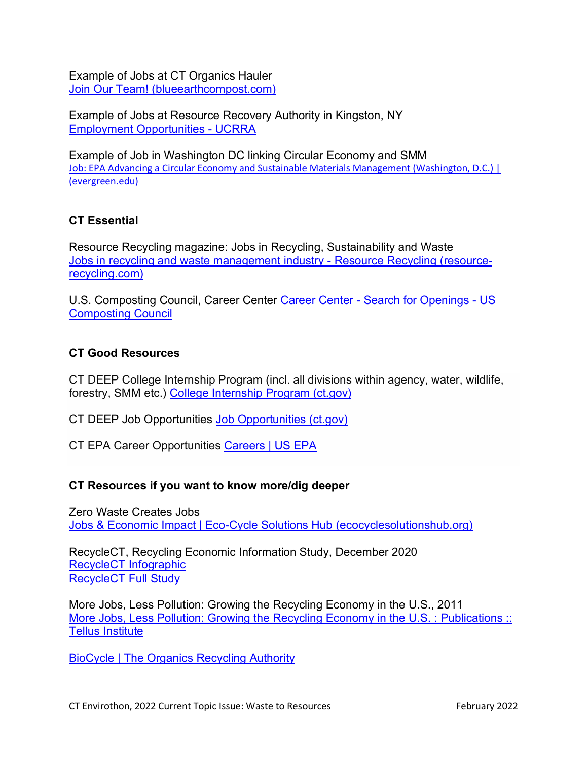Example of Jobs at CT Organics Hauler
Join Our Team! (blueearthcompost.com)

Example of Jobs at Resource Recovery Authority in Kingston, NY
Employment Opportunities - UCRRA

Example of Job in Washington DC linking Circular Economy and SMM
Job: EPA Advancing a Circular Economy and Sustainable Materials Management (Washington, D.C.) | (evergreen.edu)

**CT Essential**

Resource Recycling magazine: Jobs in Recycling, Sustainability and Waste
Jobs in recycling and waste management industry - Resource Recycling (resource-recycling.com)

U.S. Composting Council, Career Center Career Center - Search for Openings - US Composting Council

**CT Good Resources**

CT DEEP College Internship Program (incl. all divisions within agency, water, wildlife, forestry, SMM etc.) College Internship Program (ct.gov)

CT DEEP Job Opportunities Job Opportunities (ct.gov)

CT EPA Career Opportunities Careers | US EPA

**CT Resources if you want to know more/dig deeper**

Zero Waste Creates Jobs
Jobs & Economic Impact | Eco-Cycle Solutions Hub (ecocyclesolutionshub.org)

RecycleCT, Recycling Economic Information Study, December 2020
RecycleCT Infographic
RecycleCT Full Study

More Jobs, Less Pollution: Growing the Recycling Economy in the U.S., 2011
More Jobs, Less Pollution: Growing the Recycling Economy in the U.S. : Publications :: Tellus Institute

BioCycle | The Organics Recycling Authority